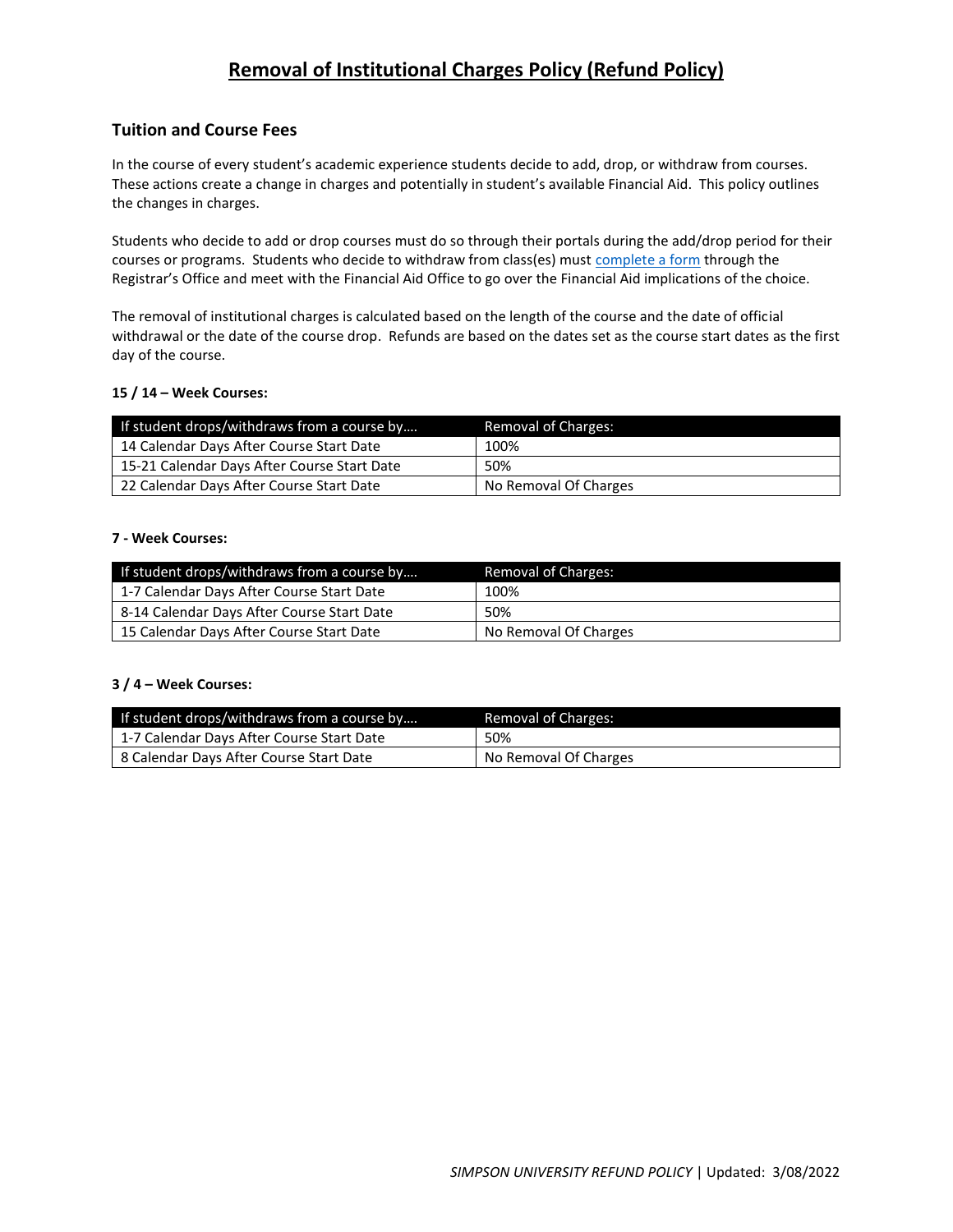# Removal of Institutional Charges Policy (Refund Policy)

## Tuition and Course Fees

In the course of every student's academic experience students decide to add, drop, or withdraw from courses. These actions create a change in charges and potentially in student's available Financial Aid. This policy outlines the changes in charges.

Students who decide to add or drop courses must do so through their portals during the add/drop period for their courses or programs. Students who decide to withdraw from class(es) must complete a form through the Registrar's Office and meet with the Financial Aid Office to go over the Financial Aid implications of the choice.

The removal of institutional charges is calculated based on the length of the course and the date of official withdrawal or the date of the course drop. Refunds are based on the dates set as the course start dates as the first day of the course.

**15 / 14 – Week Courses:**

| If student drops/withdraws from a course by…. | Removal of Charges: |
| --- | --- |
| 14 Calendar Days After Course Start Date | 100% |
| 15-21 Calendar Days After Course Start Date | 50% |
| 22 Calendar Days After Course Start Date | No Removal Of Charges |

**7 - Week Courses:**

| If student drops/withdraws from a course by…. | Removal of Charges: |
| --- | --- |
| 1-7 Calendar Days After Course Start Date | 100% |
| 8-14 Calendar Days After Course Start Date | 50% |
| 15 Calendar Days After Course Start Date | No Removal Of Charges |

**3 / 4 – Week Courses:**

| If student drops/withdraws from a course by…. | Removal of Charges: |
| --- | --- |
| 1-7 Calendar Days After Course Start Date | 50% |
| 8 Calendar Days After Course Start Date | No Removal Of Charges |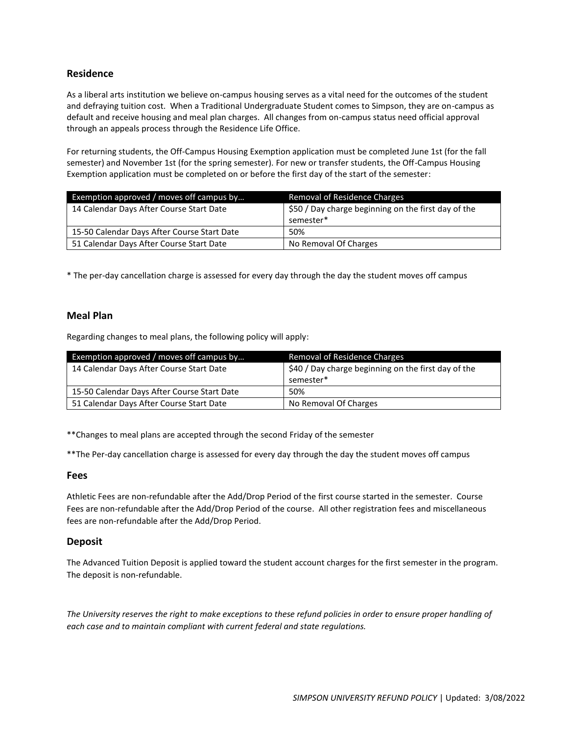## Residence

As a liberal arts institution we believe on-campus housing serves as a vital need for the outcomes of the student and defraying tuition cost. When a Traditional Undergraduate Student comes to Simpson, they are on-campus as default and receive housing and meal plan charges. All changes from on-campus status need official approval through an appeals process through the Residence Life Office.

For returning students, the Off-Campus Housing Exemption application must be completed June 1st (for the fall semester) and November 1st (for the spring semester). For new or transfer students, the Off-Campus Housing Exemption application must be completed on or before the first day of the start of the semester:

| Exemption approved / moves off campus by… | Removal of Residence Charges |
|---|---|
| 14 Calendar Days After Course Start Date | $50 / Day charge beginning on the first day of the semester* |
| 15-50 Calendar Days After Course Start Date | 50% |
| 51 Calendar Days After Course Start Date | No Removal Of Charges |

* The per-day cancellation charge is assessed for every day through the day the student moves off campus

## Meal Plan

Regarding changes to meal plans, the following policy will apply:

| Exemption approved / moves off campus by… | Removal of Residence Charges |
|---|---|
| 14 Calendar Days After Course Start Date | $40 / Day charge beginning on the first day of the semester* |
| 15-50 Calendar Days After Course Start Date | 50% |
| 51 Calendar Days After Course Start Date | No Removal Of Charges |

**Changes to meal plans are accepted through the second Friday of the semester

**The Per-day cancellation charge is assessed for every day through the day the student moves off campus

## Fees

Athletic Fees are non-refundable after the Add/Drop Period of the first course started in the semester. Course Fees are non-refundable after the Add/Drop Period of the course. All other registration fees and miscellaneous fees are non-refundable after the Add/Drop Period.

## Deposit

The Advanced Tuition Deposit is applied toward the student account charges for the first semester in the program. The deposit is non-refundable.

*The University reserves the right to make exceptions to these refund policies in order to ensure proper handling of each case and to maintain compliant with current federal and state regulations.*